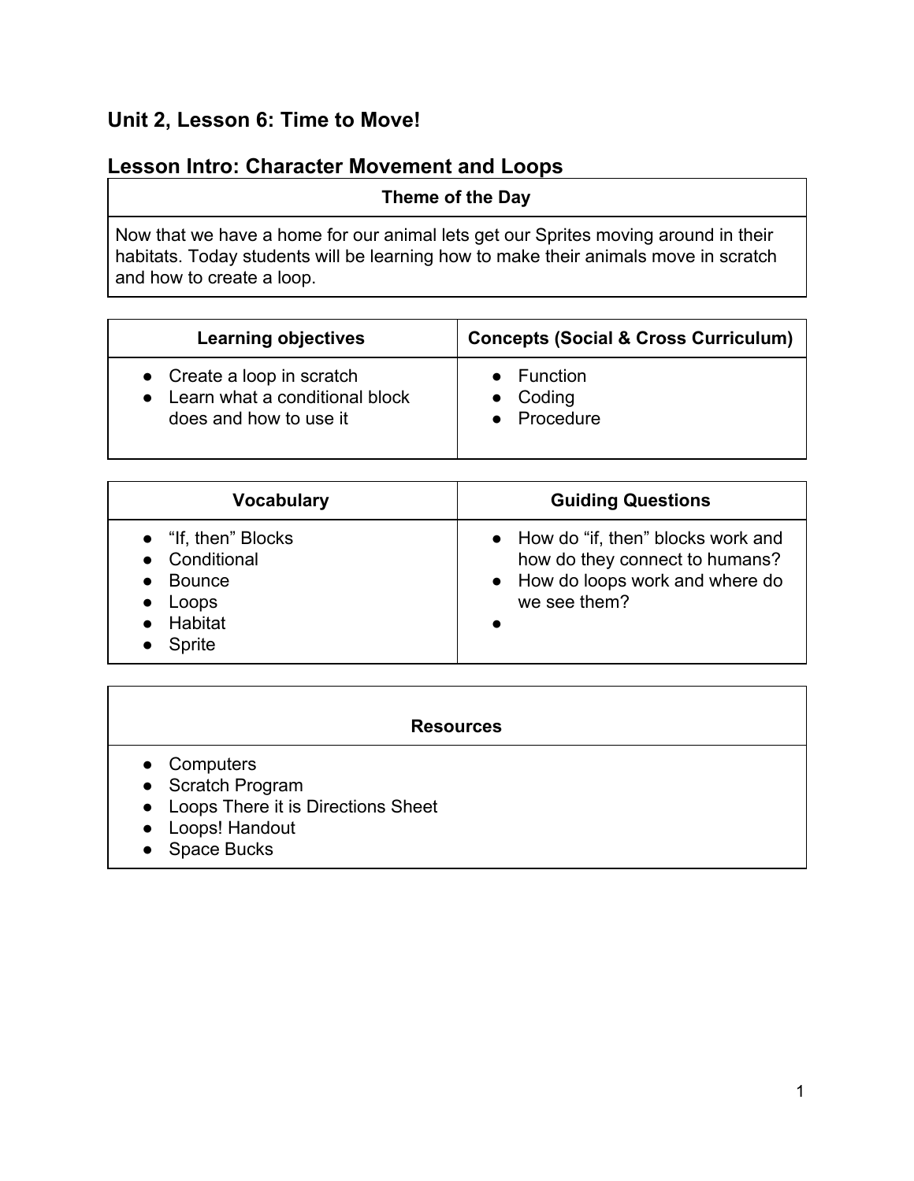## Unit 2, Lesson 6: Time to Move!

## Lesson Intro: Character Movement and Loops

| Theme of the Day |
|---|
| Now that we have a home for our animal lets get our Sprites moving around in their habitats. Today students will be learning how to make their animals move in scratch and how to create a loop. |

| Learning objectives | Concepts (Social & Cross Curriculum) |
|---|---|
| • Create a loop in scratch<br>• Learn what a conditional block does and how to use it | • Function<br>• Coding<br>• Procedure |

| Vocabulary | Guiding Questions |
|---|---|
| • "If, then" Blocks<br>• Conditional<br>• Bounce<br>• Loops<br>• Habitat<br>• Sprite | • How do "if, then" blocks work and how do they connect to humans?<br>• How do loops work and where do we see them?<br>• |

| Resources |
|---|
| • Computers<br>• Scratch Program<br>• Loops There it is Directions Sheet<br>• Loops! Handout<br>• Space Bucks |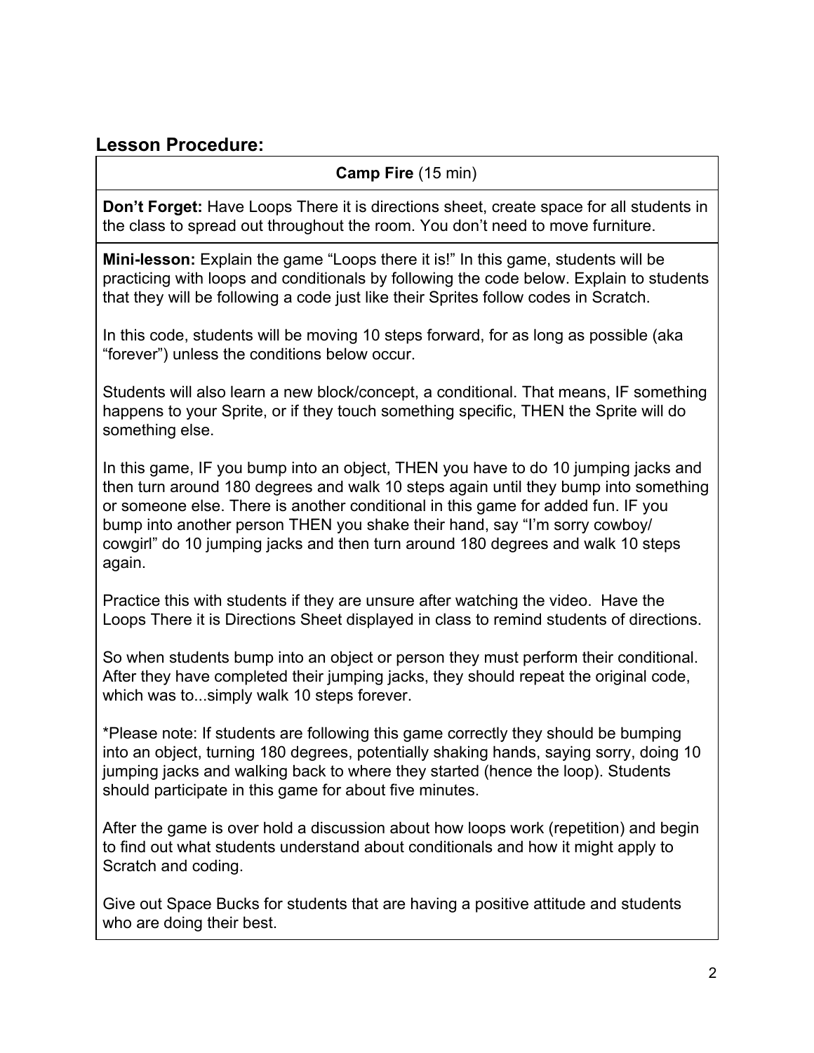## Lesson Procedure:

| **Camp Fire** (15 min) |
|---|
| **Don't Forget:** Have Loops There it is directions sheet, create space for all students in the class to spread out throughout the room. You don't need to move furniture. |

**Mini-lesson:** Explain the game "Loops there it is!" In this game, students will be practicing with loops and conditionals by following the code below. Explain to students that they will be following a code just like their Sprites follow codes in Scratch.

In this code, students will be moving 10 steps forward, for as long as possible (aka "forever") unless the conditions below occur.

Students will also learn a new block/concept, a conditional. That means, IF something happens to your Sprite, or if they touch something specific, THEN the Sprite will do something else.

In this game, IF you bump into an object, THEN you have to do 10 jumping jacks and then turn around 180 degrees and walk 10 steps again until they bump into something or someone else. There is another conditional in this game for added fun. IF you bump into another person THEN you shake their hand, say "I'm sorry cowboy/ cowgirl" do 10 jumping jacks and then turn around 180 degrees and walk 10 steps again.

Practice this with students if they are unsure after watching the video. Have the Loops There it is Directions Sheet displayed in class to remind students of directions.

So when students bump into an object or person they must perform their conditional. After they have completed their jumping jacks, they should repeat the original code, which was to...simply walk 10 steps forever.

*Please note: If students are following this game correctly they should be bumping into an object, turning 180 degrees, potentially shaking hands, saying sorry, doing 10 jumping jacks and walking back to where they started (hence the loop). Students should participate in this game for about five minutes.

After the game is over hold a discussion about how loops work (repetition) and begin to find out what students understand about conditionals and how it might apply to Scratch and coding.

Give out Space Bucks for students that are having a positive attitude and students who are doing their best.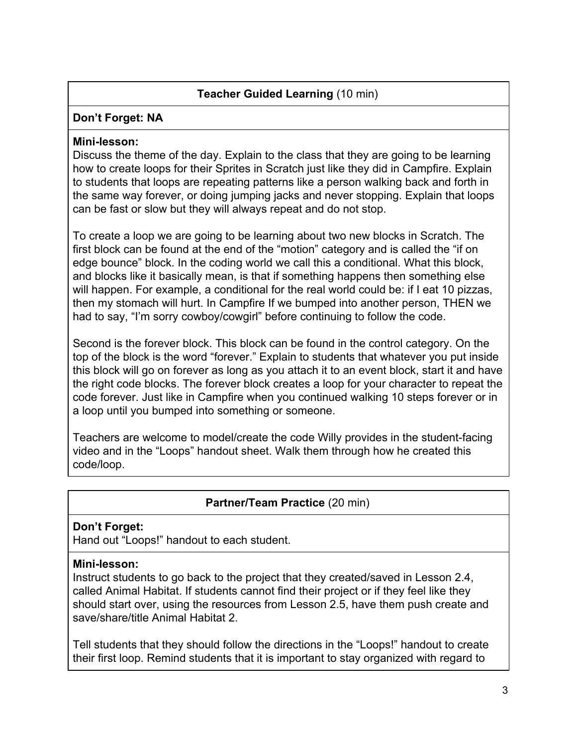## Teacher Guided Learning (10 min)

**Don't Forget: NA**

**Mini-lesson:**
Discuss the theme of the day. Explain to the class that they are going to be learning how to create loops for their Sprites in Scratch just like they did in Campfire. Explain to students that loops are repeating patterns like a person walking back and forth in the same way forever, or doing jumping jacks and never stopping. Explain that loops can be fast or slow but they will always repeat and do not stop.

To create a loop we are going to be learning about two new blocks in Scratch. The first block can be found at the end of the "motion" category and is called the "if on edge bounce" block. In the coding world we call this a conditional. What this block, and blocks like it basically mean, is that if something happens then something else will happen. For example, a conditional for the real world could be: if I eat 10 pizzas, then my stomach will hurt. In Campfire If we bumped into another person, THEN we had to say, "I'm sorry cowboy/cowgirl" before continuing to follow the code.

Second is the forever block. This block can be found in the control category. On the top of the block is the word "forever." Explain to students that whatever you put inside this block will go on forever as long as you attach it to an event block, start it and have the right code blocks. The forever block creates a loop for your character to repeat the code forever. Just like in Campfire when you continued walking 10 steps forever or in a loop until you bumped into something or someone.

Teachers are welcome to model/create the code Willy provides in the student-facing video and in the "Loops" handout sheet. Walk them through how he created this code/loop.

## Partner/Team Practice (20 min)

**Don't Forget:**
Hand out "Loops!" handout to each student.

**Mini-lesson:**
Instruct students to go back to the project that they created/saved in Lesson 2.4, called Animal Habitat. If students cannot find their project or if they feel like they should start over, using the resources from Lesson 2.5, have them push create and save/share/title Animal Habitat 2.

Tell students that they should follow the directions in the "Loops!" handout to create their first loop. Remind students that it is important to stay organized with regard to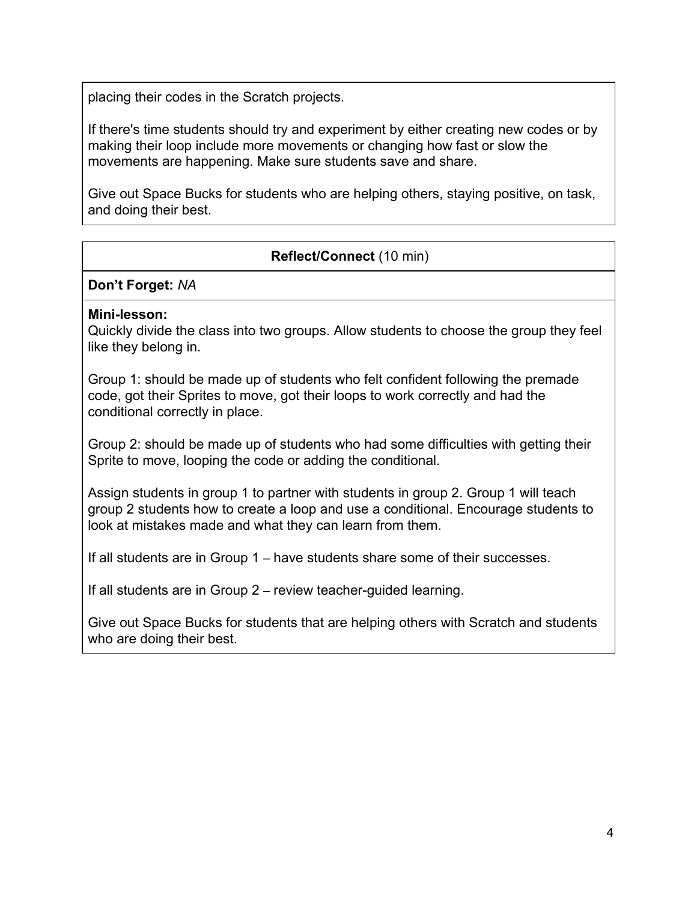placing their codes in the Scratch projects.

If there's time students should try and experiment by either creating new codes or by making their loop include more movements or changing how fast or slow the movements are happening. Make sure students save and share.

Give out Space Bucks for students who are helping others, staying positive, on task, and doing their best.

**Reflect/Connect** (10 min)

**Don't Forget:** *NA*

**Mini-lesson:**
Quickly divide the class into two groups. Allow students to choose the group they feel like they belong in.

Group 1: should be made up of students who felt confident following the premade code, got their Sprites to move, got their loops to work correctly and had the conditional correctly in place.

Group 2: should be made up of students who had some difficulties with getting their Sprite to move, looping the code or adding the conditional.

Assign students in group 1 to partner with students in group 2. Group 1 will teach group 2 students how to create a loop and use a conditional. Encourage students to look at mistakes made and what they can learn from them.

If all students are in Group 1 – have students share some of their successes.

If all students are in Group 2 – review teacher-guided learning.

Give out Space Bucks for students that are helping others with Scratch and students who are doing their best.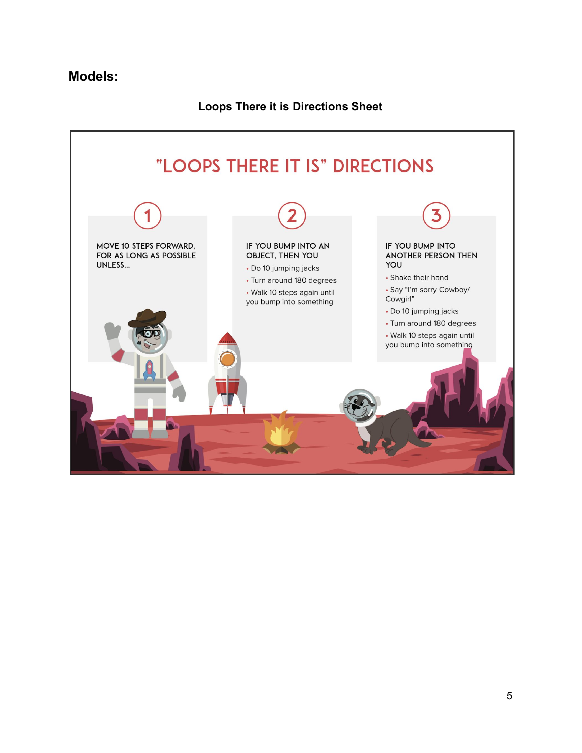**Models:**

**Loops There it is Directions Sheet**

# "LOOPS THERE IT IS" DIRECTIONS

**1**

MOVE 10 STEPS FORWARD, FOR AS LONG AS POSSIBLE UNLESS...

**2**

IF YOU BUMP INTO AN OBJECT, THEN YOU

- Do 10 jumping jacks
- Turn around 180 degrees
- Walk 10 steps again until you bump into something

**3**

IF YOU BUMP INTO ANOTHER PERSON THEN YOU

- Shake their hand
- Say "I'm sorry Cowboy/ Cowgirl"
- Do 10 jumping jacks
- Turn around 180 degrees
- Walk 10 steps again until you bump into something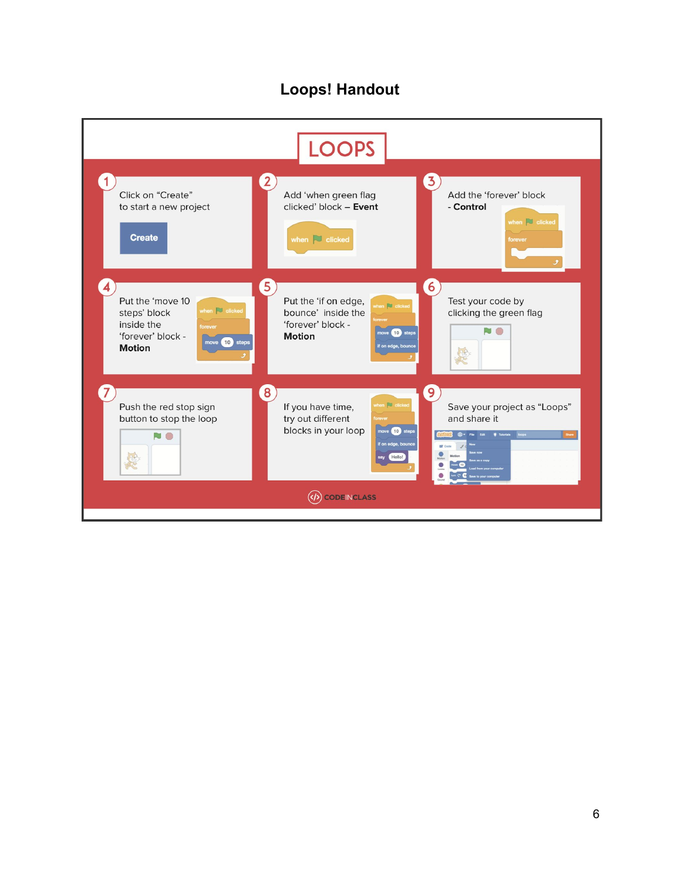# Loops! Handout

## LOOPS

1. Click on "Create" to start a new project

   Create

2. Add 'when green flag clicked' block – **Event**

   when clicked

3. Add the 'forever' block - **Control**

   when clicked
   forever

4. Put the 'move 10 steps' block inside the 'forever' block - **Motion**

   when clicked
   forever
   move 10 steps

5. Put the 'if on edge, bounce' inside the 'forever' block - **Motion**

   when clicked
   forever
   move 10 steps
   if on edge, bounce

6. Test your code by clicking the green flag

7. Push the red stop sign button to stop the loop

8. If you have time, try out different blocks in your loop

   when clicked
   forever
   move 10 steps
   if on edge, bounce
   say Hello!

9. Save your project as "Loops" and share it

CODEINCLASS